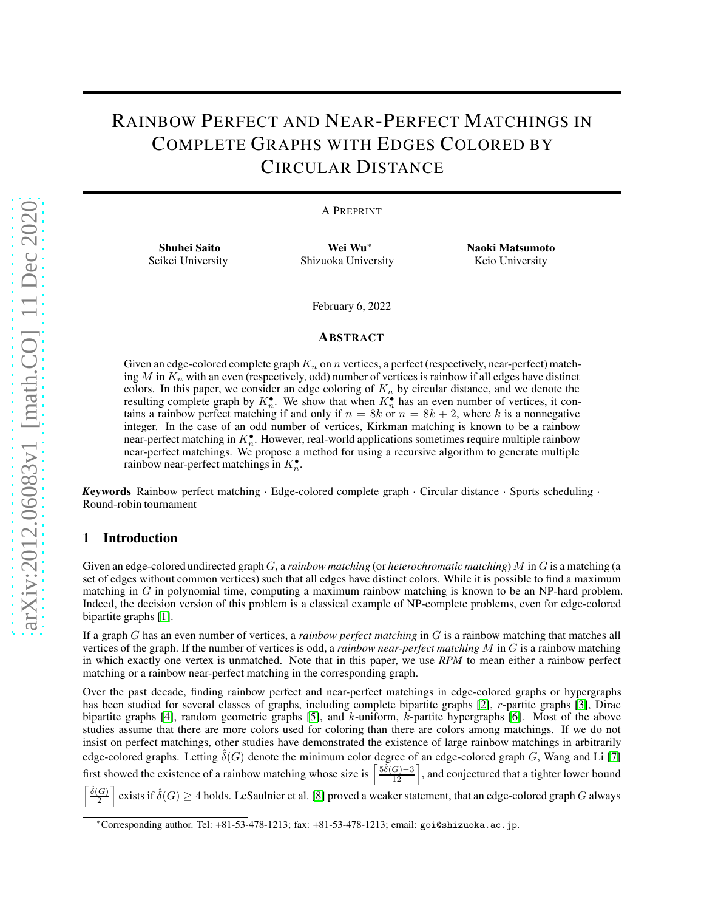# Rainbow Perfect and Near-Perfect Matchings in Complete Graphs with Edges Colored by Circular Distance

A Preprint

**Shuhei Saito**
Seikei University

**Wei Wu**[*]
Shizuoka University

**Naoki Matsumoto**
Keio University

February 6, 2022

## Abstract

Given an edge-colored complete graph $K_n$ on $n$ vertices, a perfect (respectively, near-perfect) matching $M$ in $K_n$ with an even (respectively, odd) number of vertices is rainbow if all edges have distinct colors. In this paper, we consider an edge coloring of $K_n$ by circular distance, and we denote the resulting complete graph by $K_n^\bullet$. We show that when $K_n^\bullet$ has an even number of vertices, it contains a rainbow perfect matching if and only if $n = 8k$ or $n = 8k + 2$, where $k$ is a nonnegative integer. In the case of an odd number of vertices, Kirkman matching is known to be a rainbow near-perfect matching in $K_n^\bullet$. However, real-world applications sometimes require multiple rainbow near-perfect matchings. We propose a method for using a recursive algorithm to generate multiple rainbow near-perfect matchings in $K_n^\bullet$.

***Keywords*** Rainbow perfect matching · Edge-colored complete graph · Circular distance · Sports scheduling · Round-robin tournament

## 1 Introduction

Given an edge-colored undirected graph $G$, a *rainbow matching* (or *heterochromatic matching*) $M$ in $G$ is a matching (a set of edges without common vertices) such that all edges have distinct colors. While it is possible to find a maximum matching in $G$ in polynomial time, computing a maximum rainbow matching is known to be an NP-hard problem. Indeed, the decision version of this problem is a classical example of NP-complete problems, even for edge-colored bipartite graphs [1].

If a graph $G$ has an even number of vertices, a *rainbow perfect matching* in $G$ is a rainbow matching that matches all vertices of the graph. If the number of vertices is odd, a *rainbow near-perfect matching* $M$ in $G$ is a rainbow matching in which exactly one vertex is unmatched. Note that in this paper, we use ***RPM*** to mean either a rainbow perfect matching or a rainbow near-perfect matching in the corresponding graph.

Over the past decade, finding rainbow perfect and near-perfect matchings in edge-colored graphs or hypergraphs has been studied for several classes of graphs, including complete bipartite graphs [2], $r$-partite graphs [3], Dirac bipartite graphs [4], random geometric graphs [5], and $k$-uniform, $k$-partite hypergraphs [6]. Most of the above studies assume that there are more colors used for coloring than there are colors among matchings. If we do not insist on perfect matchings, other studies have demonstrated the existence of large rainbow matchings in arbitrarily edge-colored graphs. Letting $\hat{\delta}(G)$ denote the minimum color degree of an edge-colored graph $G$, Wang and Li [7] first showed the existence of a rainbow matching whose size is $\left\lceil \frac{5\hat{\delta}(G)-3}{12} \right\rceil$, and conjectured that a tighter lower bound $\left\lceil \frac{\hat{\delta}(G)}{2} \right\rceil$ exists if $\hat{\delta}(G) \geq 4$ holds. LeSaulnier et al. [8] proved a weaker statement, that an edge-colored graph $G$ always

[*]Corresponding author. Tel: +81-53-478-1213; fax: +81-53-478-1213; email: goi@shizuoka.ac.jp.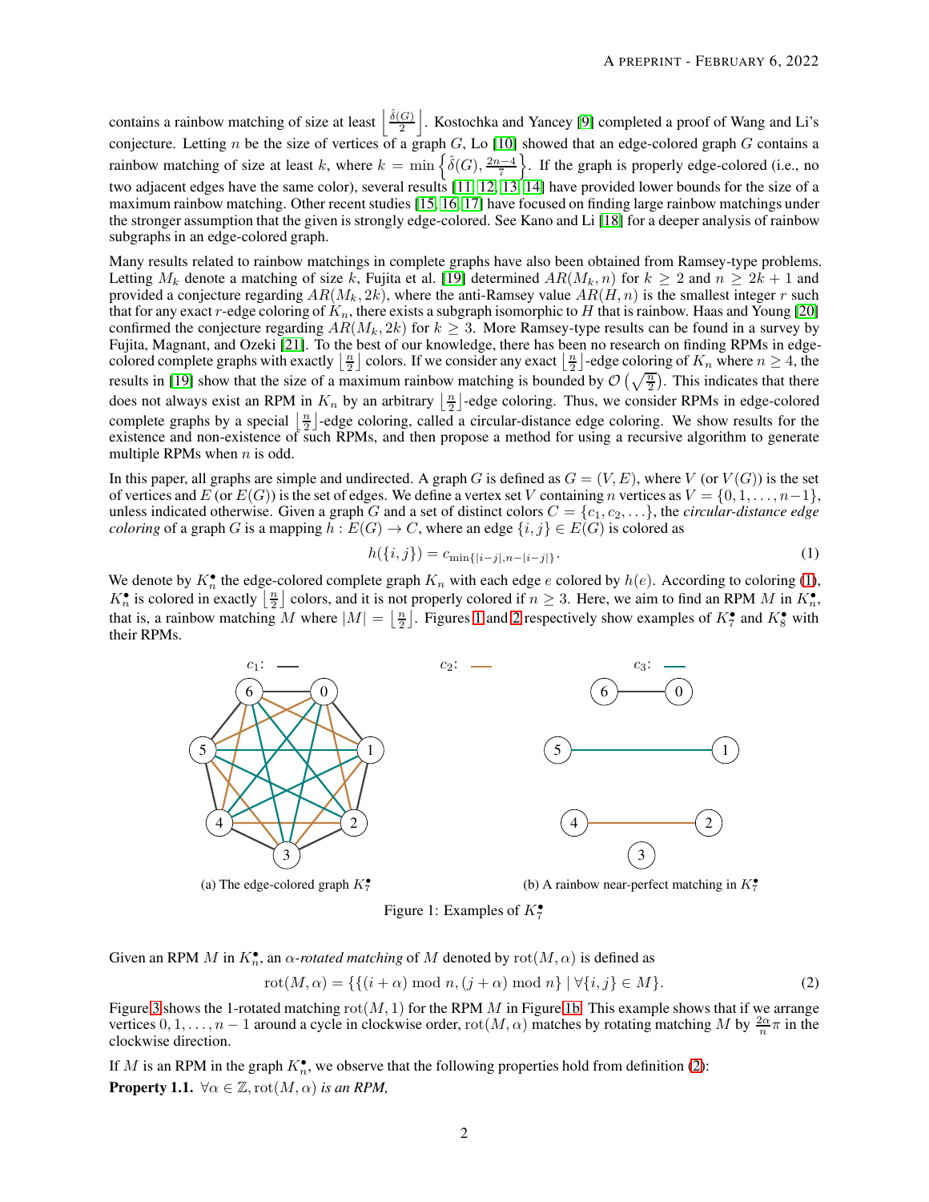contains a rainbow matching of size at least $\left\lfloor \frac{\hat{\delta}(G)}{2} \right\rfloor$. Kostochka and Yancey [9] completed a proof of Wang and Li's conjecture. Letting $n$ be the size of vertices of a graph $G$, Lo [10] showed that an edge-colored graph $G$ contains a rainbow matching of size at least $k$, where $k = \min\left\{\hat{\delta}(G), \frac{2n-4}{7}\right\}$. If the graph is properly edge-colored (i.e., no two adjacent edges have the same color), several results [11, 12, 13, 14] have provided lower bounds for the size of a maximum rainbow matching. Other recent studies [15, 16, 17] have focused on finding large rainbow matchings under the stronger assumption that the given is strongly edge-colored. See Kano and Li [18] for a deeper analysis of rainbow subgraphs in an edge-colored graph.

Many results related to rainbow matchings in complete graphs have also been obtained from Ramsey-type problems. Letting $M_k$ denote a matching of size $k$, Fujita et al. [19] determined $AR(M_k, n)$ for $k \geq 2$ and $n \geq 2k+1$ and provided a conjecture regarding $AR(M_k, 2k)$, where the anti-Ramsey value $AR(H, n)$ is the smallest integer $r$ such that for any exact $r$-edge coloring of $K_n$, there exists a subgraph isomorphic to $H$ that is rainbow. Haas and Young [20] confirmed the conjecture regarding $AR(M_k, 2k)$ for $k \geq 3$. More Ramsey-type results can be found in a survey by Fujita, Magnant, and Ozeki [21]. To the best of our knowledge, there has been no research on finding RPMs in edge-colored complete graphs with exactly $\left\lfloor \frac{n}{2} \right\rfloor$ colors. If we consider any exact $\left\lfloor \frac{n}{2} \right\rfloor$-edge coloring of $K_n$ where $n \geq 4$, the results in [19] show that the size of a maximum rainbow matching is bounded by $\mathcal{O}\left(\sqrt{\frac{n}{2}}\right)$. This indicates that there does not always exist an RPM in $K_n$ by an arbitrary $\left\lfloor \frac{n}{2} \right\rfloor$-edge coloring. Thus, we consider RPMs in edge-colored complete graphs by a special $\left\lfloor \frac{n}{2} \right\rfloor$-edge coloring, called a circular-distance edge coloring. We show results for the existence and non-existence of such RPMs, and then propose a method for using a recursive algorithm to generate multiple RPMs when $n$ is odd.

In this paper, all graphs are simple and undirected. A graph $G$ is defined as $G = (V, E)$, where $V$ (or $V(G)$) is the set of vertices and $E$ (or $E(G)$) is the set of edges. We define a vertex set $V$ containing $n$ vertices as $V = \{0, 1, \ldots, n-1\}$, unless indicated otherwise. Given a graph $G$ and a set of distinct colors $C = \{c_1, c_2, \ldots\}$, the *circular-distance edge coloring* of a graph $G$ is a mapping $h : E(G) \to C$, where an edge $\{i, j\} \in E(G)$ is colored as

$$h(\{i,j\}) = c_{\min\{|i-j|, n-|i-j|\}}. \tag{1}$$

We denote by $K_n^\bullet$ the edge-colored complete graph $K_n$ with each edge $e$ colored by $h(e)$. According to coloring (1), $K_n^\bullet$ is colored in exactly $\left\lfloor \frac{n}{2} \right\rfloor$ colors, and it is not properly colored if $n \geq 3$. Here, we aim to find an RPM $M$ in $K_n^\bullet$, that is, a rainbow matching $M$ where $|M| = \left\lfloor \frac{n}{2} \right\rfloor$. Figures 1 and 2 respectively show examples of $K_7^\bullet$ and $K_8^\bullet$ with their RPMs.

(a) The edge-colored graph $K_7^\bullet$

(b) A rainbow near-perfect matching in $K_7^\bullet$

Figure 1: Examples of $K_7^\bullet$

Given an RPM $M$ in $K_n^\bullet$, an *$\alpha$-rotated matching* of $M$ denoted by $\text{rot}(M, \alpha)$ is defined as

$$\text{rot}(M, \alpha) = \{\{(i+\alpha) \bmod n, (j+\alpha) \bmod n\} \mid \forall \{i,j\} \in M\}. \tag{2}$$

Figure 3 shows the 1-rotated matching $\text{rot}(M, 1)$ for the RPM $M$ in Figure 1b. This example shows that if we arrange vertices $0, 1, \ldots, n-1$ around a cycle in clockwise order, $\text{rot}(M, \alpha)$ matches by rotating matching $M$ by $\frac{2\alpha}{n}\pi$ in the clockwise direction.

If $M$ is an RPM in the graph $K_n^\bullet$, we observe that the following properties hold from definition (2):

**Property 1.1.** $\forall \alpha \in \mathbb{Z}, \text{rot}(M, \alpha)$ *is an RPM,*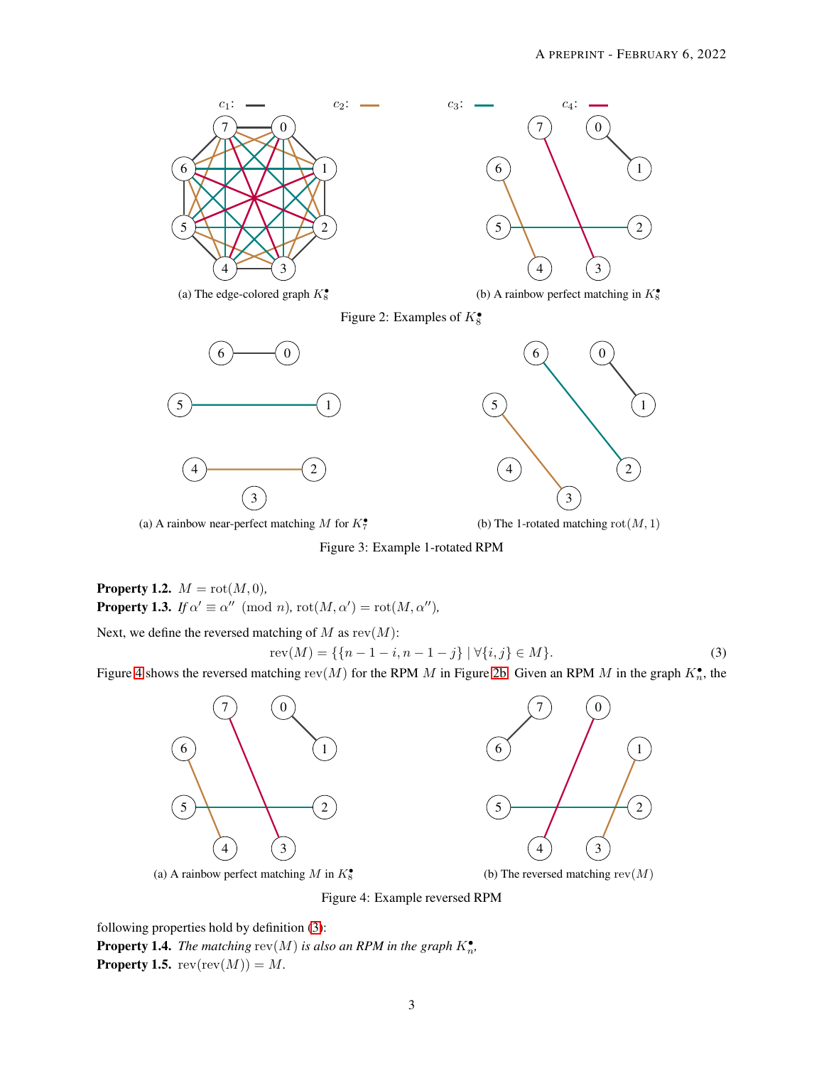$c_1$: $c_2$: $c_3$: $c_4$:

(a) The edge-colored graph $K_8^\bullet$

(b) A rainbow perfect matching in $K_8^\bullet$

Figure 2: Examples of $K_8^\bullet$

(a) A rainbow near-perfect matching $M$ for $K_7^\bullet$

(b) The 1-rotated matching $\mathrm{rot}(M, 1)$

Figure 3: Example 1-rotated RPM

**Property 1.2.** $M = \mathrm{rot}(M, 0)$,
**Property 1.3.** *If* $\alpha' \equiv \alpha'' \pmod{n}$, $\mathrm{rot}(M, \alpha') = \mathrm{rot}(M, \alpha'')$,

Next, we define the reversed matching of $M$ as $\mathrm{rev}(M)$:

$$\mathrm{rev}(M) = \{\{n - 1 - i, n - 1 - j\} \mid \forall \{i, j\} \in M\}. \tag{3}$$

Figure 4 shows the reversed matching $\mathrm{rev}(M)$ for the RPM $M$ in Figure 2b. Given an RPM $M$ in the graph $K_n^\bullet$, the following properties hold by definition (3):

(a) A rainbow perfect matching $M$ in $K_8^\bullet$

(b) The reversed matching $\mathrm{rev}(M)$

Figure 4: Example reversed RPM

**Property 1.4.** *The matching* $\mathrm{rev}(M)$ *is also an RPM in the graph* $K_n^\bullet$,
**Property 1.5.** $\mathrm{rev}(\mathrm{rev}(M)) = M$.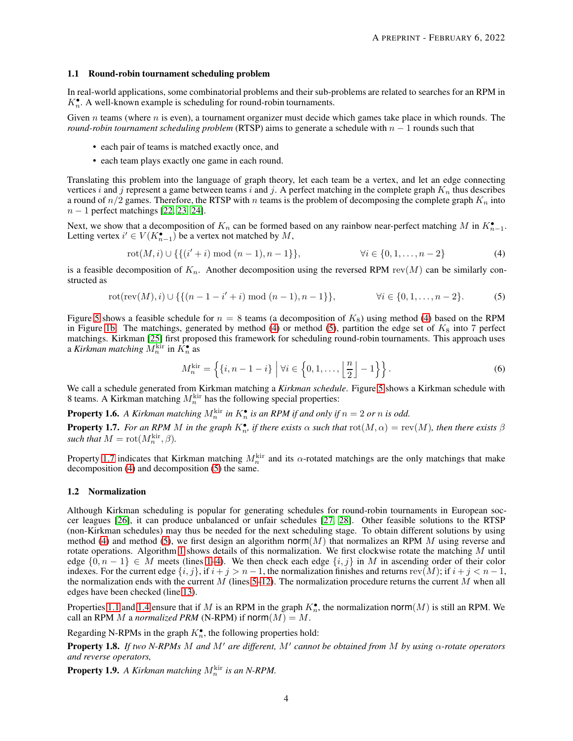### 1.1 Round-robin tournament scheduling problem

In real-world applications, some combinatorial problems and their sub-problems are related to searches for an RPM in $K_n^\bullet$. A well-known example is scheduling for round-robin tournaments.

Given $n$ teams (where $n$ is even), a tournament organizer must decide which games take place in which rounds. The *round-robin tournament scheduling problem* (RTSP) aims to generate a schedule with $n-1$ rounds such that

- each pair of teams is matched exactly once, and
- each team plays exactly one game in each round.

Translating this problem into the language of graph theory, let each team be a vertex, and let an edge connecting vertices $i$ and $j$ represent a game between teams $i$ and $j$. A perfect matching in the complete graph $K_n$ thus describes a round of $n/2$ games. Therefore, the RTSP with $n$ teams is the problem of decomposing the complete graph $K_n$ into $n-1$ perfect matchings [22, 23, 24].

Next, we show that a decomposition of $K_n$ can be formed based on any rainbow near-perfect matching $M$ in $K_{n-1}^\bullet$. Letting vertex $i' \in V(K_{n-1}^\bullet)$ be a vertex not matched by $M$,

$$\mathrm{rot}(M, i) \cup \{\{(i'+i) \bmod (n-1), n-1\}\}, \qquad \forall i \in \{0, 1, \ldots, n-2\} \tag{4}$$

is a feasible decomposition of $K_n$. Another decomposition using the reversed RPM $\mathrm{rev}(M)$ can be similarly constructed as

$$\mathrm{rot}(\mathrm{rev}(M), i) \cup \{\{(n-1-i'+i) \bmod (n-1), n-1\}\}, \qquad \forall i \in \{0, 1, \ldots, n-2\}. \tag{5}$$

Figure 5 shows a feasible schedule for $n=8$ teams (a decomposition of $K_8$) using method (4) based on the RPM in Figure 1b. The matchings, generated by method (4) or method (5), partition the edge set of $K_8$ into 7 perfect matchings. Kirkman [25] first proposed this framework for scheduling round-robin tournaments. This approach uses a *Kirkman matching* $M_n^{\mathrm{kir}}$ in $K_n^\bullet$ as

$$M_n^{\mathrm{kir}} = \left\{ \{i, n-1-i\} \;\middle|\; \forall i \in \left\{0, 1, \ldots, \left\lfloor \frac{n}{2} \right\rfloor - 1\right\} \right\}. \tag{6}$$

We call a schedule generated from Kirkman matching a *Kirkman schedule*. Figure 5 shows a Kirkman schedule with 8 teams. A Kirkman matching $M_n^{\mathrm{kir}}$ has the following special properties:

**Property 1.6.** *A Kirkman matching $M_n^{\mathrm{kir}}$ in $K_n^\bullet$ is an RPM if and only if $n=2$ or $n$ is odd.*

**Property 1.7.** *For an RPM $M$ in the graph $K_n^\bullet$, if there exists $\alpha$ such that $\mathrm{rot}(M,\alpha) = \mathrm{rev}(M)$, then there exists $\beta$ such that $M = \mathrm{rot}(M_n^{\mathrm{kir}}, \beta)$.*

Property 1.7 indicates that Kirkman matching $M_n^{\mathrm{kir}}$ and its $\alpha$-rotated matchings are the only matchings that make decomposition (4) and decomposition (5) the same.

### 1.2 Normalization

Although Kirkman scheduling is popular for generating schedules for round-robin tournaments in European soccer leagues [26], it can produce unbalanced or unfair schedules [27, 28]. Other feasible solutions to the RTSP (non-Kirkman schedules) may thus be needed for the next scheduling stage. To obtain different solutions by using method (4) and method (5), we first design an algorithm $\mathsf{norm}(M)$ that normalizes an RPM $M$ using reverse and rotate operations. Algorithm 1 shows details of this normalization. We first clockwise rotate the matching $M$ until edge $\{0, n-1\} \in M$ meets (lines 1–4). We then check each edge $\{i, j\}$ in $M$ in ascending order of their color indexes. For the current edge $\{i, j\}$, if $i+j > n-1$, the normalization finishes and returns $\mathrm{rev}(M)$; if $i+j < n-1$, the normalization ends with the current $M$ (lines 5–12). The normalization procedure returns the current $M$ when all edges have been checked (line 13).

Properties 1.1 and 1.4 ensure that if $M$ is an RPM in the graph $K_n^\bullet$, the normalization $\mathsf{norm}(M)$ is still an RPM. We call an RPM $M$ a *normalized PRM* (N-RPM) if $\mathsf{norm}(M) = M$.

Regarding N-RPMs in the graph $K_n^\bullet$, the following properties hold:

**Property 1.8.** *If two N-RPMs $M$ and $M'$ are different, $M'$ cannot be obtained from $M$ by using $\alpha$-rotate operators and reverse operators,*

**Property 1.9.** *A Kirkman matching $M_n^{\mathrm{kir}}$ is an N-RPM.*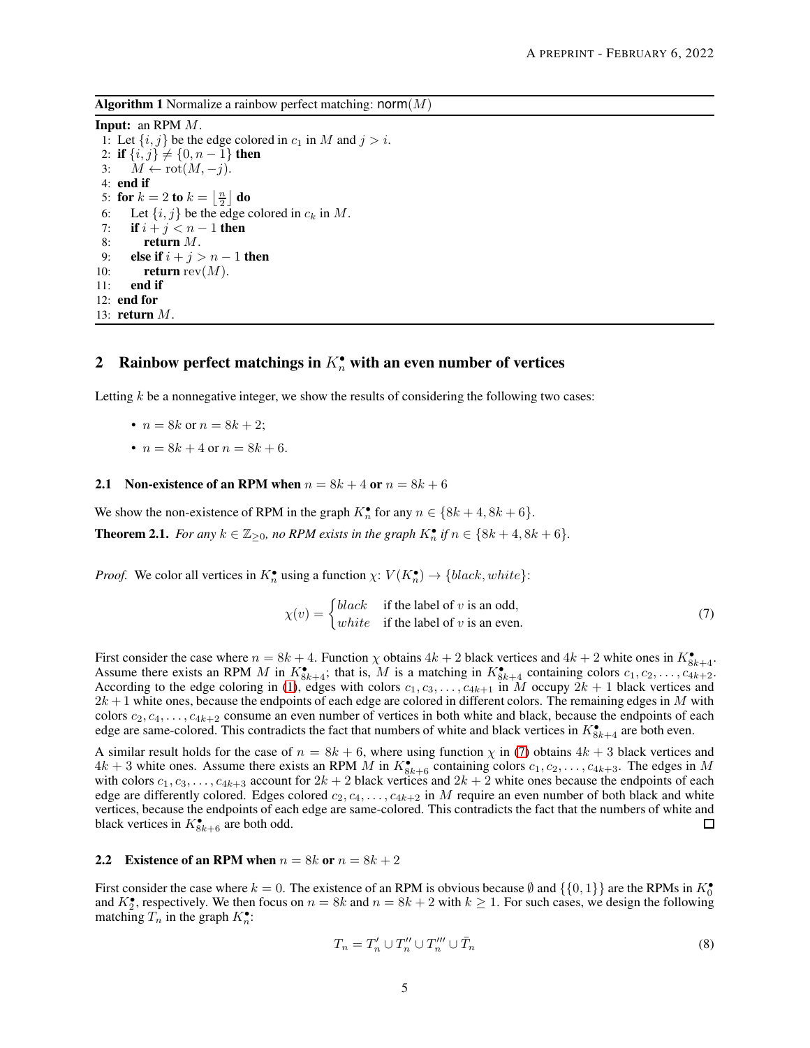**Algorithm 1** Normalize a rainbow perfect matching: $\mathsf{norm}(M)$

```
Input: an RPM M.
 1: Let {i, j} be the edge colored in c_1 in M and j > i.
 2: if {i, j} ≠ {0, n − 1} then
 3:     M ← rot(M, −j).
 4: end if
 5: for k = 2 to k = ⌊n/2⌋ do
 6:     Let {i, j} be the edge colored in c_k in M.
 7:     if i + j < n − 1 then
 8:         return M.
 9:     else if i + j > n − 1 then
10:         return rev(M).
11:     end if
12: end for
13: return M.
```

## 2 Rainbow perfect matchings in $K_n^\bullet$ with an even number of vertices

Letting $k$ be a nonnegative integer, we show the results of considering the following two cases:

- $n = 8k$ or $n = 8k + 2$;
- $n = 8k + 4$ or $n = 8k + 6$.

### 2.1 Non-existence of an RPM when $n = 8k + 4$ or $n = 8k + 6$

We show the non-existence of RPM in the graph $K_n^\bullet$ for any $n \in \{8k + 4, 8k + 6\}$.

**Theorem 2.1.** *For any $k \in \mathbb{Z}_{\geq 0}$, no RPM exists in the graph $K_n^\bullet$ if $n \in \{8k + 4, 8k + 6\}$.*

*Proof.* We color all vertices in $K_n^\bullet$ using a function $\chi\colon V(K_n^\bullet) \to \{black, white\}$:

$$\chi(v) = \begin{cases} black & \text{if the label of } v \text{ is an odd,} \\ white & \text{if the label of } v \text{ is an even.} \end{cases} \tag{7}$$

First consider the case where $n = 8k + 4$. Function $\chi$ obtains $4k + 2$ black vertices and $4k + 2$ white ones in $K_{8k+4}^\bullet$. Assume there exists an RPM $M$ in $K_{8k+4}^\bullet$; that is, $M$ is a matching in $K_{8k+4}^\bullet$ containing colors $c_1, c_2, \ldots, c_{4k+2}$. According to the edge coloring in (1), edges with colors $c_1, c_3, \ldots, c_{4k+1}$ in $M$ occupy $2k + 1$ black vertices and $2k + 1$ white ones, because the endpoints of each edge are colored in different colors. The remaining edges in $M$ with colors $c_2, c_4, \ldots, c_{4k+2}$ consume an even number of vertices in both white and black, because the endpoints of each edge are same-colored. This contradicts the fact that numbers of white and black vertices in $K_{8k+4}^\bullet$ are both even.

A similar result holds for the case of $n = 8k + 6$, where using function $\chi$ in (7) obtains $4k + 3$ black vertices and $4k + 3$ white ones. Assume there exists an RPM $M$ in $K_{8k+6}^\bullet$ containing colors $c_1, c_2, \ldots, c_{4k+3}$. The edges in $M$ with colors $c_1, c_3, \ldots, c_{4k+3}$ account for $2k + 2$ black vertices and $2k + 2$ white ones because the endpoints of each edge are differently colored. Edges colored $c_2, c_4, \ldots, c_{4k+2}$ in $M$ require an even number of both black and white vertices, because the endpoints of each edge are same-colored. This contradicts the fact that the numbers of white and black vertices in $K_{8k+6}^\bullet$ are both odd. ∎

### 2.2 Existence of an RPM when $n = 8k$ or $n = 8k + 2$

First consider the case where $k = 0$. The existence of an RPM is obvious because $\emptyset$ and $\{\{0, 1\}\}$ are the RPMs in $K_0^\bullet$ and $K_2^\bullet$, respectively. We then focus on $n = 8k$ and $n = 8k + 2$ with $k \geq 1$. For such cases, we design the following matching $T_n$ in the graph $K_n^\bullet$:

$$T_n = T'_n \cup T''_n \cup T'''_n \cup \bar{T}_n \tag{8}$$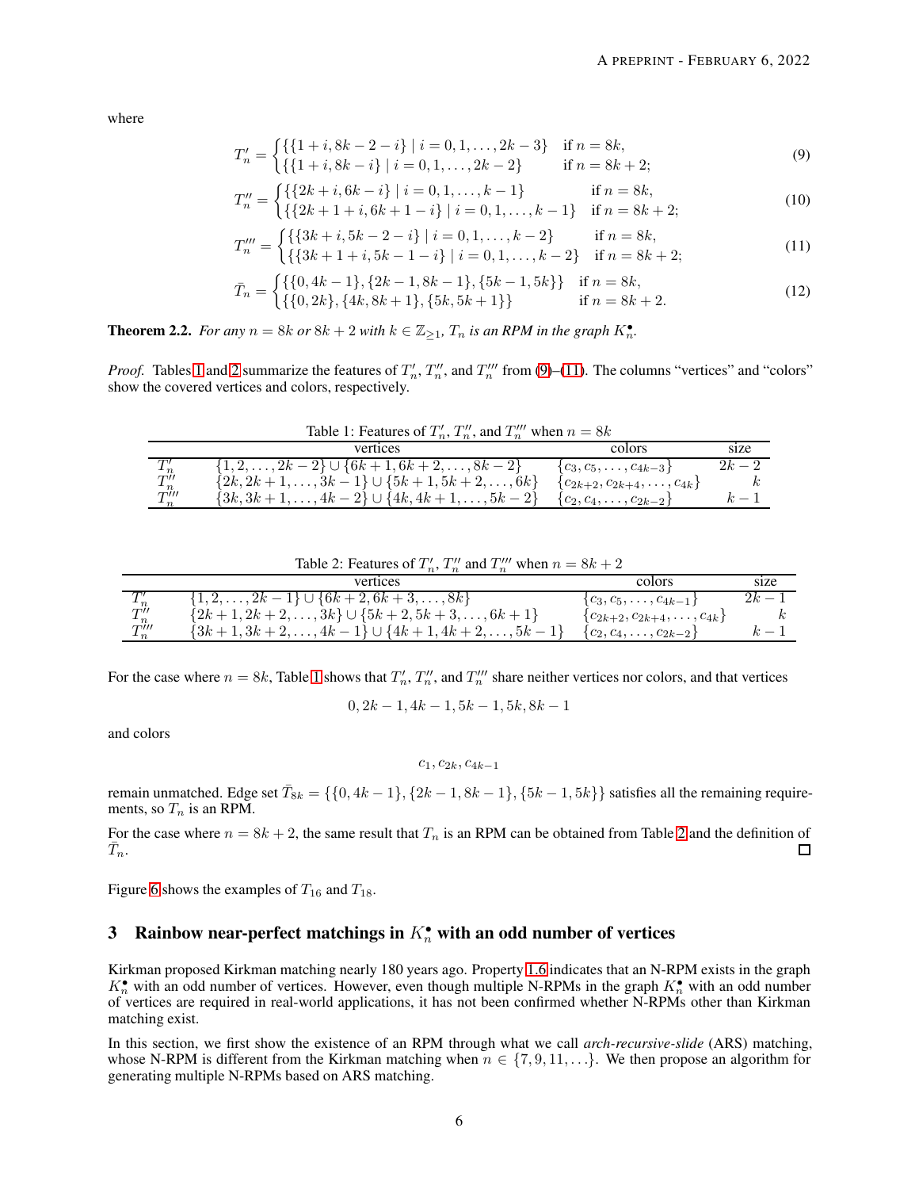where

$$T'_n = \begin{cases} \{\{1+i, 8k-2-i\} \mid i = 0, 1, \ldots, 2k-3\} & \text{if } n = 8k, \\ \{\{1+i, 8k-i\} \mid i = 0, 1, \ldots, 2k-2\} & \text{if } n = 8k+2; \end{cases} \tag{9}$$

$$T''_n = \begin{cases} \{\{2k+i, 6k-i\} \mid i = 0, 1, \ldots, k-1\} & \text{if } n = 8k, \\ \{\{2k+1+i, 6k+1-i\} \mid i = 0, 1, \ldots, k-1\} & \text{if } n = 8k+2; \end{cases} \tag{10}$$

$$T'''_n = \begin{cases} \{\{3k+i, 5k-2-i\} \mid i = 0, 1, \ldots, k-2\} & \text{if } n = 8k, \\ \{\{3k+1+i, 5k-1-i\} \mid i = 0, 1, \ldots, k-2\} & \text{if } n = 8k+2; \end{cases} \tag{11}$$

$$\bar{T}_n = \begin{cases} \{\{0, 4k-1\}, \{2k-1, 8k-1\}, \{5k-1, 5k\}\} & \text{if } n = 8k, \\ \{\{0, 2k\}, \{4k, 8k+1\}, \{5k, 5k+1\}\} & \text{if } n = 8k+2. \end{cases} \tag{12}$$

**Theorem 2.2.** *For any $n = 8k$ or $8k+2$ with $k \in \mathbb{Z}_{\geq 1}$, $T_n$ is an RPM in the graph $K_n^\bullet$.*

*Proof.* Tables 1 and 2 summarize the features of $T'_n$, $T''_n$, and $T'''_n$ from (9)–(11). The columns "vertices" and "colors" show the covered vertices and colors, respectively.

Table 1: Features of $T'_n$, $T''_n$, and $T'''_n$ when $n = 8k$

| | vertices | colors | size |
|---|---|---|---|
| $T'_n$ | $\{1, 2, \ldots, 2k-2\} \cup \{6k+1, 6k+2, \ldots, 8k-2\}$ | $\{c_3, c_5, \ldots, c_{4k-3}\}$ | $2k-2$ |
| $T''_n$ | $\{2k, 2k+1, \ldots, 3k-1\} \cup \{5k+1, 5k+2, \ldots, 6k\}$ | $\{c_{2k+2}, c_{2k+4}, \ldots, c_{4k}\}$ | $k$ |
| $T'''_n$ | $\{3k, 3k+1, \ldots, 4k-2\} \cup \{4k, 4k+1, \ldots, 5k-2\}$ | $\{c_2, c_4, \ldots, c_{2k-2}\}$ | $k-1$ |

Table 2: Features of $T'_n$, $T''_n$ and $T'''_n$ when $n = 8k+2$

| | vertices | colors | size |
|---|---|---|---|
| $T'_n$ | $\{1, 2, \ldots, 2k-1\} \cup \{6k+2, 6k+3, \ldots, 8k\}$ | $\{c_3, c_5, \ldots, c_{4k-1}\}$ | $2k-1$ |
| $T''_n$ | $\{2k+1, 2k+2, \ldots, 3k\} \cup \{5k+2, 5k+3, \ldots, 6k+1\}$ | $\{c_{2k+2}, c_{2k+4}, \ldots, c_{4k}\}$ | $k$ |
| $T'''_n$ | $\{3k+1, 3k+2, \ldots, 4k-1\} \cup \{4k+1, 4k+2, \ldots, 5k-1\}$ | $\{c_2, c_4, \ldots, c_{2k-2}\}$ | $k-1$ |

For the case where $n = 8k$, Table 1 shows that $T'_n$, $T''_n$, and $T'''_n$ share neither vertices nor colors, and that vertices

$$0, 2k-1, 4k-1, 5k-1, 5k, 8k-1$$

and colors

$$c_1, c_{2k}, c_{4k-1}$$

remain unmatched. Edge set $\bar{T}_{8k} = \{\{0, 4k-1\}, \{2k-1, 8k-1\}, \{5k-1, 5k\}\}$ satisfies all the remaining requirements, so $T_n$ is an RPM.

For the case where $n = 8k+2$, the same result that $T_n$ is an RPM can be obtained from Table 2 and the definition of $\bar{T}_n$. □

Figure 6 shows the examples of $T_{16}$ and $T_{18}$.

## 3 Rainbow near-perfect matchings in $K_n^\bullet$ with an odd number of vertices

Kirkman proposed Kirkman matching nearly 180 years ago. Property 1.6 indicates that an N-RPM exists in the graph $K_n^\bullet$ with an odd number of vertices. However, even though multiple N-RPMs in the graph $K_n^\bullet$ with an odd number of vertices are required in real-world applications, it has not been confirmed whether N-RPMs other than Kirkman matching exist.

In this section, we first show the existence of an RPM through what we call *arch-recursive-slide* (ARS) matching, whose N-RPM is different from the Kirkman matching when $n \in \{7, 9, 11, \ldots\}$. We then propose an algorithm for generating multiple N-RPMs based on ARS matching.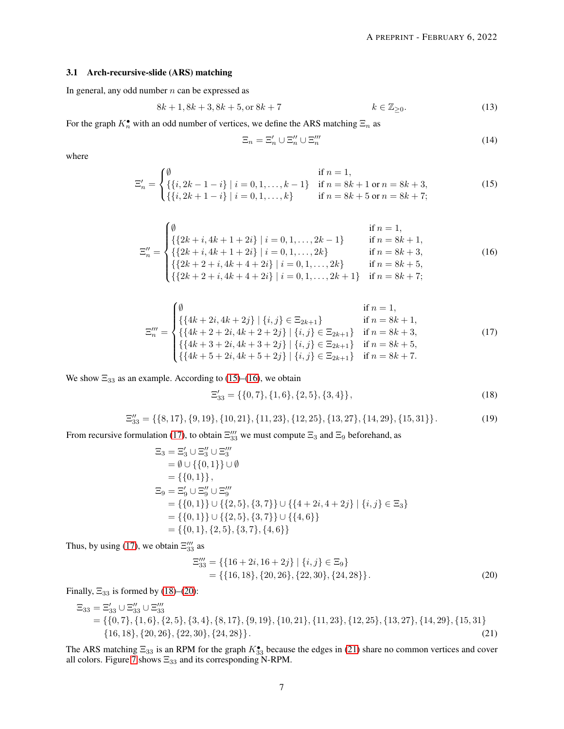### 3.1 Arch-recursive-slide (ARS) matching

In general, any odd number $n$ can be expressed as

$$8k+1, 8k+3, 8k+5, \text{or } 8k+7 \qquad\qquad k \in \mathbb{Z}_{\geq 0}. \tag{13}$$

For the graph $K_n^\bullet$ with an odd number of vertices, we define the ARS matching $\Xi_n$ as

$$\Xi_n = \Xi_n' \cup \Xi_n'' \cup \Xi_n''' \tag{14}$$

where

$$\Xi_n' = \begin{cases} \emptyset & \text{if } n = 1, \\ \{\{i, 2k-1-i\} \mid i = 0, 1, \ldots, k-1\} & \text{if } n = 8k+1 \text{ or } n = 8k+3, \\ \{\{i, 2k+1-i\} \mid i = 0, 1, \ldots, k\} & \text{if } n = 8k+5 \text{ or } n = 8k+7; \end{cases} \tag{15}$$

$$\Xi_n'' = \begin{cases} \emptyset & \text{if } n = 1, \\ \{\{2k+i, 4k+1+2i\} \mid i = 0, 1, \ldots, 2k-1\} & \text{if } n = 8k+1, \\ \{\{2k+i, 4k+1+2i\} \mid i = 0, 1, \ldots, 2k\} & \text{if } n = 8k+3, \\ \{\{2k+2+i, 4k+4+2i\} \mid i = 0, 1, \ldots, 2k\} & \text{if } n = 8k+5, \\ \{\{2k+2+i, 4k+4+2i\} \mid i = 0, 1, \ldots, 2k+1\} & \text{if } n = 8k+7; \end{cases} \tag{16}$$

$$\Xi_n''' = \begin{cases} \emptyset & \text{if } n = 1, \\ \{\{4k+2i, 4k+2j\} \mid \{i, j\} \in \Xi_{2k+1}\} & \text{if } n = 8k+1, \\ \{\{4k+2+2i, 4k+2+2j\} \mid \{i, j\} \in \Xi_{2k+1}\} & \text{if } n = 8k+3, \\ \{\{4k+3+2i, 4k+3+2j\} \mid \{i, j\} \in \Xi_{2k+1}\} & \text{if } n = 8k+5, \\ \{\{4k+5+2i, 4k+5+2j\} \mid \{i, j\} \in \Xi_{2k+1}\} & \text{if } n = 8k+7. \end{cases} \tag{17}$$

We show $\Xi_{33}$ as an example. According to (15)–(16), we obtain

$$\Xi_{33}' = \{\{0, 7\}, \{1, 6\}, \{2, 5\}, \{3, 4\}\}, \tag{18}$$

$$\Xi_{33}'' = \{\{8, 17\}, \{9, 19\}, \{10, 21\}, \{11, 23\}, \{12, 25\}, \{13, 27\}, \{14, 29\}, \{15, 31\}\}. \tag{19}$$

From recursive formulation (17), to obtain $\Xi_{33}'''$ we must compute $\Xi_3$ and $\Xi_9$ beforehand, as

$$\begin{aligned} \Xi_3 &= \Xi_3' \cup \Xi_3'' \cup \Xi_3''' \\ &= \emptyset \cup \{\{0, 1\}\} \cup \emptyset \\ &= \{\{0, 1\}\}, \\ \Xi_9 &= \Xi_9' \cup \Xi_9'' \cup \Xi_9''' \\ &= \{\{0, 1\}\} \cup \{\{2, 5\}, \{3, 7\}\} \cup \{\{4+2i, 4+2j\} \mid \{i, j\} \in \Xi_3\} \\ &= \{\{0, 1\}\} \cup \{\{2, 5\}, \{3, 7\}\} \cup \{\{4, 6\}\} \\ &= \{\{0, 1\}, \{2, 5\}, \{3, 7\}, \{4, 6\}\} \end{aligned}$$

Thus, by using (17), we obtain $\Xi_{33}'''$ as

$$\begin{aligned} \Xi_{33}''' &= \{\{16+2i, 16+2j\} \mid \{i, j\} \in \Xi_9\} \\ &= \{\{16, 18\}, \{20, 26\}, \{22, 30\}, \{24, 28\}\}. \end{aligned} \tag{20}$$

Finally, $\Xi_{33}$ is formed by (18)–(20):

$$\begin{aligned} \Xi_{33} &= \Xi_{33}' \cup \Xi_{33}'' \cup \Xi_{33}''' \\ &= \{\{0, 7\}, \{1, 6\}, \{2, 5\}, \{3, 4\}, \{8, 17\}, \{9, 19\}, \{10, 21\}, \{11, 23\}, \{12, 25\}, \{13, 27\}, \{14, 29\}, \{15, 31\} \\ &\quad \{16, 18\}, \{20, 26\}, \{22, 30\}, \{24, 28\}\}. \end{aligned} \tag{21}$$

The ARS matching $\Xi_{33}$ is an RPM for the graph $K_{33}^\bullet$ because the edges in (21) share no common vertices and cover all colors. Figure 7 shows $\Xi_{33}$ and its corresponding N-RPM.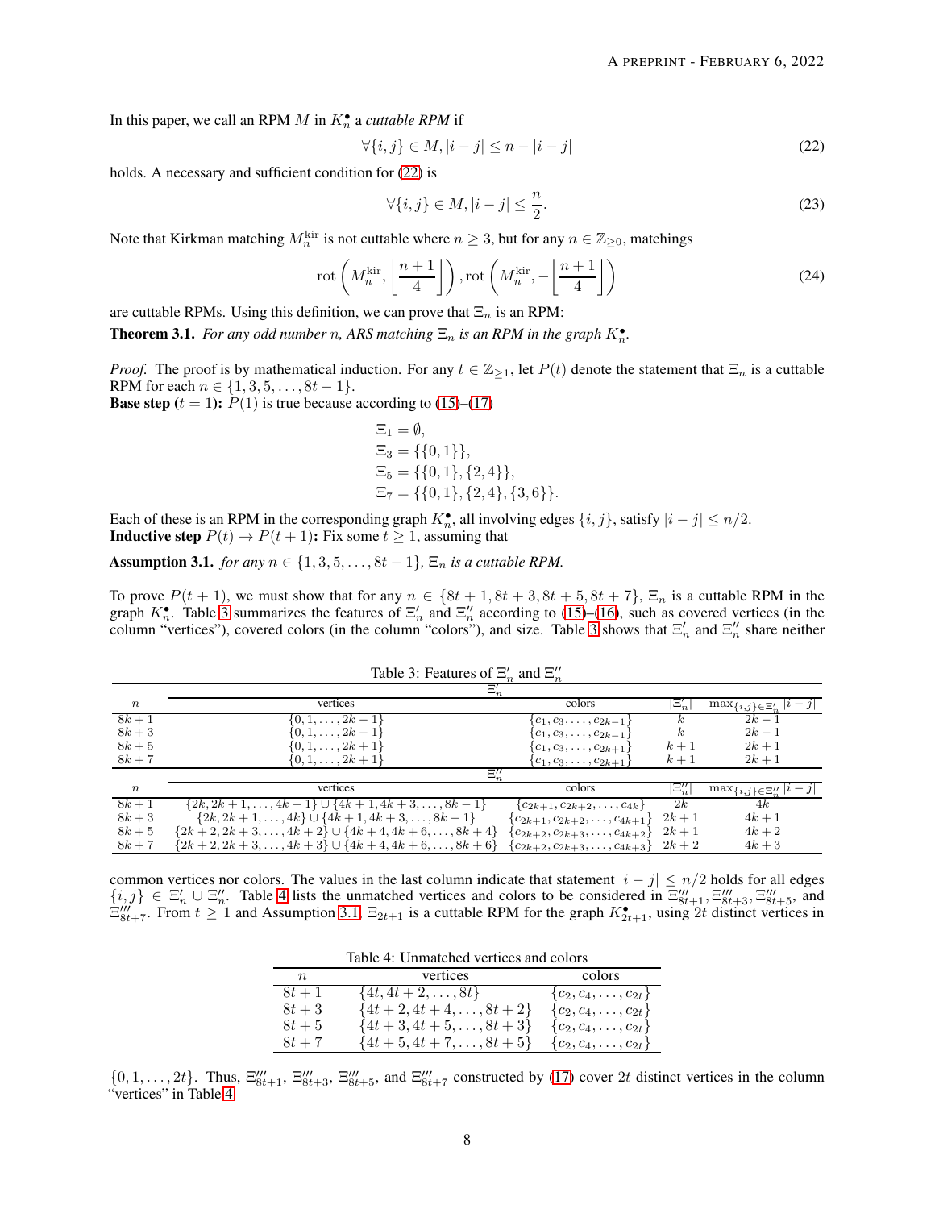In this paper, we call an RPM $M$ in $K_n^\bullet$ a *cuttable RPM* if

$$\forall\{i,j\} \in M, |i-j| \leq n - |i-j| \tag{22}$$

holds. A necessary and sufficient condition for (22) is

$$\forall\{i,j\} \in M, |i-j| \leq \frac{n}{2}. \tag{23}$$

Note that Kirkman matching $M_n^{\text{kir}}$ is not cuttable where $n \geq 3$, but for any $n \in \mathbb{Z}_{\geq 0}$, matchings

$$\text{rot}\left(M_n^{\text{kir}}, \left\lfloor \frac{n+1}{4} \right\rfloor\right), \text{rot}\left(M_n^{\text{kir}}, -\left\lfloor \frac{n+1}{4} \right\rfloor\right) \tag{24}$$

are cuttable RPMs. Using this definition, we can prove that $\Xi_n$ is an RPM:

**Theorem 3.1.** *For any odd number $n$, ARS matching $\Xi_n$ is an RPM in the graph $K_n^\bullet$.*

*Proof.* The proof is by mathematical induction. For any $t \in \mathbb{Z}_{\geq 1}$, let $P(t)$ denote the statement that $\Xi_n$ is a cuttable RPM for each $n \in \{1, 3, 5, \ldots, 8t-1\}$.

**Base step ($t = 1$):** $P(1)$ is true because according to (15)–(17)

$$\begin{aligned}
\Xi_1 &= \emptyset, \\
\Xi_3 &= \{\{0,1\}\}, \\
\Xi_5 &= \{\{0,1\},\{2,4\}\}, \\
\Xi_7 &= \{\{0,1\},\{2,4\},\{3,6\}\}.
\end{aligned}$$

Each of these is an RPM in the corresponding graph $K_n^\bullet$, all involving edges $\{i,j\}$, satisfy $|i-j| \leq n/2$.

**Inductive step $P(t) \to P(t+1)$:** Fix some $t \geq 1$, assuming that

**Assumption 3.1.** *for any $n \in \{1, 3, 5, \ldots, 8t-1\}$, $\Xi_n$ is a cuttable RPM.*

To prove $P(t+1)$, we must show that for any $n \in \{8t+1, 8t+3, 8t+5, 8t+7\}$, $\Xi_n$ is a cuttable RPM in the graph $K_n^\bullet$. Table 3 summarizes the features of $\Xi'_n$ and $\Xi''_n$ according to (15)–(16), such as covered vertices (in the column "vertices"), covered colors (in the column "colors"), and size. Table 3 shows that $\Xi'_n$ and $\Xi''_n$ share neither common vertices nor colors. The values in the last column indicate that statement $|i-j| \leq n/2$ holds for all edges $\{i,j\} \in \Xi'_n \cup \Xi''_n$. Table 4 lists the unmatched vertices and colors to be considered in $\Xi'''_{8t+1}, \Xi'''_{8t+3}, \Xi'''_{8t+5}$, and $\Xi'''_{8t+7}$. From $t \geq 1$ and Assumption 3.1, $\Xi_{2t+1}$ is a cuttable RPM for the graph $K_{2t+1}^\bullet$, using $2t$ distinct vertices in $\{0, 1, \ldots, 2t\}$. Thus, $\Xi'''_{8t+1}$, $\Xi'''_{8t+3}$, $\Xi'''_{8t+5}$, and $\Xi'''_{8t+7}$ constructed by (17) cover $2t$ distinct vertices in the column "vertices" in Table 4.

Table 3: Features of $\Xi'_n$ and $\Xi''_n$

| $n$ | vertices | colors | $\lvert\Xi'_n\rvert$ | $\max_{\{i,j\}\in\Xi'_n} \lvert i-j\rvert$ |
|---|---|---|---|---|
| $8k+1$ | $\{0,1,\ldots,2k-1\}$ | $\{c_1,c_3,\ldots,c_{2k-1}\}$ | $k$ | $2k-1$ |
| $8k+3$ | $\{0,1,\ldots,2k-1\}$ | $\{c_1,c_3,\ldots,c_{2k-1}\}$ | $k$ | $2k-1$ |
| $8k+5$ | $\{0,1,\ldots,2k+1\}$ | $\{c_1,c_3,\ldots,c_{2k+1}\}$ | $k+1$ | $2k+1$ |
| $8k+7$ | $\{0,1,\ldots,2k+1\}$ | $\{c_1,c_3,\ldots,c_{2k+1}\}$ | $k+1$ | $2k+1$ |
| $n$ | vertices | colors | $\lvert\Xi''_n\rvert$ | $\max_{\{i,j\}\in\Xi''_n} \lvert i-j\rvert$ |
| $8k+1$ | $\{2k,2k+1,\ldots,4k-1\} \cup \{4k+1,4k+3,\ldots,8k-1\}$ | $\{c_{2k+1},c_{2k+2},\ldots,c_{4k}\}$ | $2k$ | $4k$ |
| $8k+3$ | $\{2k,2k+1,\ldots,4k\} \cup \{4k+1,4k+3,\ldots,8k+1\}$ | $\{c_{2k+1},c_{2k+2},\ldots,c_{4k+1}\}$ | $2k+1$ | $4k+1$ |
| $8k+5$ | $\{2k+2,2k+3,\ldots,4k+2\} \cup \{4k+4,4k+6,\ldots,8k+4\}$ | $\{c_{2k+2},c_{2k+3},\ldots,c_{4k+2}\}$ | $2k+1$ | $4k+2$ |
| $8k+7$ | $\{2k+2,2k+3,\ldots,4k+3\} \cup \{4k+4,4k+6,\ldots,8k+6\}$ | $\{c_{2k+2},c_{2k+3},\ldots,c_{4k+3}\}$ | $2k+2$ | $4k+3$ |

Table 4: Unmatched vertices and colors

| $n$ | vertices | colors |
|---|---|---|
| $8t+1$ | $\{4t,4t+2,\ldots,8t\}$ | $\{c_2,c_4,\ldots,c_{2t}\}$ |
| $8t+3$ | $\{4t+2,4t+4,\ldots,8t+2\}$ | $\{c_2,c_4,\ldots,c_{2t}\}$ |
| $8t+5$ | $\{4t+3,4t+5,\ldots,8t+3\}$ | $\{c_2,c_4,\ldots,c_{2t}\}$ |
| $8t+7$ | $\{4t+5,4t+7,\ldots,8t+5\}$ | $\{c_2,c_4,\ldots,c_{2t}\}$ |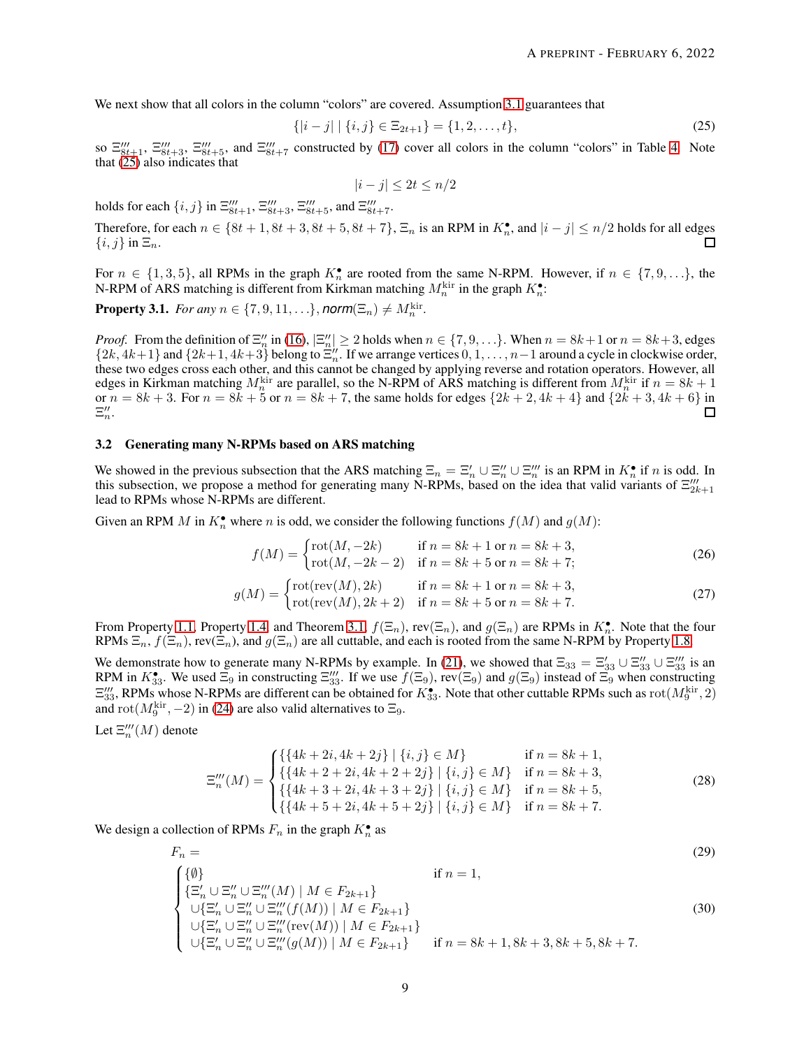We next show that all colors in the column "colors" are covered. Assumption 3.1 guarantees that

$$\{|i-j| \mid \{i,j\} \in \Xi_{2t+1}\} = \{1, 2, \ldots, t\}, \tag{25}$$

so $\Xi'''_{8t+1}$, $\Xi'''_{8t+3}$, $\Xi'''_{8t+5}$, and $\Xi'''_{8t+7}$ constructed by (17) cover all colors in the column "colors" in Table 4. Note that (25) also indicates that

$$|i-j| \leq 2t \leq n/2$$

holds for each $\{i,j\}$ in $\Xi'''_{8t+1}$, $\Xi'''_{8t+3}$, $\Xi'''_{8t+5}$, and $\Xi'''_{8t+7}$.

Therefore, for each $n \in \{8t+1, 8t+3, 8t+5, 8t+7\}$, $\Xi_n$ is an RPM in $K_n^\bullet$, and $|i-j| \leq n/2$ holds for all edges $\{i,j\}$ in $\Xi_n$. □

For $n \in \{1, 3, 5\}$, all RPMs in the graph $K_n^\bullet$ are rooted from the same N-RPM. However, if $n \in \{7, 9, \ldots\}$, the N-RPM of ARS matching is different from Kirkman matching $M_n^{\mathrm{kir}}$ in the graph $K_n^\bullet$:

**Property 3.1.** *For any $n \in \{7, 9, 11, \ldots\}$, $\textit{norm}(\Xi_n) \neq M_n^{\mathrm{kir}}$.*

*Proof.* From the definition of $\Xi''_n$ in (16), $|\Xi''_n| \geq 2$ holds when $n \in \{7, 9, \ldots\}$. When $n = 8k+1$ or $n = 8k+3$, edges $\{2k, 4k+1\}$ and $\{2k+1, 4k+3\}$ belong to $\Xi''_n$. If we arrange vertices $0, 1, \ldots, n-1$ around a cycle in clockwise order, these two edges cross each other, and this cannot be changed by applying reverse and rotation operators. However, all edges in Kirkman matching $M_n^{\mathrm{kir}}$ are parallel, so the N-RPM of ARS matching is different from $M_n^{\mathrm{kir}}$ if $n = 8k+1$ or $n = 8k+3$. For $n = 8k+5$ or $n = 8k+7$, the same holds for edges $\{2k+2, 4k+4\}$ and $\{2k+3, 4k+6\}$ in $\Xi''_n$. □

### 3.2 Generating many N-RPMs based on ARS matching

We showed in the previous subsection that the ARS matching $\Xi_n = \Xi'_n \cup \Xi''_n \cup \Xi'''_n$ is an RPM in $K_n^\bullet$ if $n$ is odd. In this subsection, we propose a method for generating many N-RPMs, based on the idea that valid variants of $\Xi'''_{2k+1}$ lead to RPMs whose N-RPMs are different.

Given an RPM $M$ in $K_n^\bullet$ where $n$ is odd, we consider the following functions $f(M)$ and $g(M)$:

$$f(M) = \begin{cases} \mathrm{rot}(M, -2k) & \text{if } n = 8k+1 \text{ or } n = 8k+3, \\ \mathrm{rot}(M, -2k-2) & \text{if } n = 8k+5 \text{ or } n = 8k+7; \end{cases} \tag{26}$$

$$g(M) = \begin{cases} \mathrm{rot}(\mathrm{rev}(M), 2k) & \text{if } n = 8k+1 \text{ or } n = 8k+3, \\ \mathrm{rot}(\mathrm{rev}(M), 2k+2) & \text{if } n = 8k+5 \text{ or } n = 8k+7. \end{cases} \tag{27}$$

From Property 1.1, Property 1.4, and Theorem 3.1, $f(\Xi_n)$, $\mathrm{rev}(\Xi_n)$, and $g(\Xi_n)$ are RPMs in $K_n^\bullet$. Note that the four RPMs $\Xi_n$, $f(\Xi_n)$, $\mathrm{rev}(\Xi_n)$, and $g(\Xi_n)$ are all cuttable, and each is rooted from the same N-RPM by Property 1.8.

We demonstrate how to generate many N-RPMs by example. In (21), we showed that $\Xi_{33} = \Xi'_{33} \cup \Xi''_{33} \cup \Xi'''_{33}$ is an RPM in $K_{33}^\bullet$. We used $\Xi_9$ in constructing $\Xi'''_{33}$. If we use $f(\Xi_9)$, $\mathrm{rev}(\Xi_9)$ and $g(\Xi_9)$ instead of $\Xi_9$ when constructing $\Xi'''_{33}$, RPMs whose N-RPMs are different can be obtained for $K_{33}^\bullet$. Note that other cuttable RPMs such as $\mathrm{rot}(M_9^{\mathrm{kir}}, 2)$ and $\mathrm{rot}(M_9^{\mathrm{kir}}, -2)$ in (24) are also valid alternatives to $\Xi_9$.

Let $\Xi'''_n(M)$ denote

$$\Xi'''_n(M) = \begin{cases} \{\{4k+2i, 4k+2j\} \mid \{i,j\} \in M\} & \text{if } n = 8k+1, \\ \{\{4k+2+2i, 4k+2+2j\} \mid \{i,j\} \in M\} & \text{if } n = 8k+3, \\ \{\{4k+3+2i, 4k+3+2j\} \mid \{i,j\} \in M\} & \text{if } n = 8k+5, \\ \{\{4k+5+2i, 4k+5+2j\} \mid \{i,j\} \in M\} & \text{if } n = 8k+7. \end{cases} \tag{28}$$

We design a collection of RPMs $F_n$ in the graph $K_n^\bullet$ as

$$F_n = \tag{29}$$

$$\begin{cases} \{\emptyset\} & \text{if } n = 1, \\ \{\Xi'_n \cup \Xi''_n \cup \Xi'''_n(M) \mid M \in F_{2k+1}\} & \\ \cup\{\Xi'_n \cup \Xi''_n \cup \Xi'''_n(f(M)) \mid M \in F_{2k+1}\} & \\ \cup\{\Xi'_n \cup \Xi''_n \cup \Xi'''_n(\mathrm{rev}(M)) \mid M \in F_{2k+1}\} & \\ \cup\{\Xi'_n \cup \Xi''_n \cup \Xi'''_n(g(M)) \mid M \in F_{2k+1}\} & \text{if } n = 8k+1, 8k+3, 8k+5, 8k+7. \end{cases} \tag{30}$$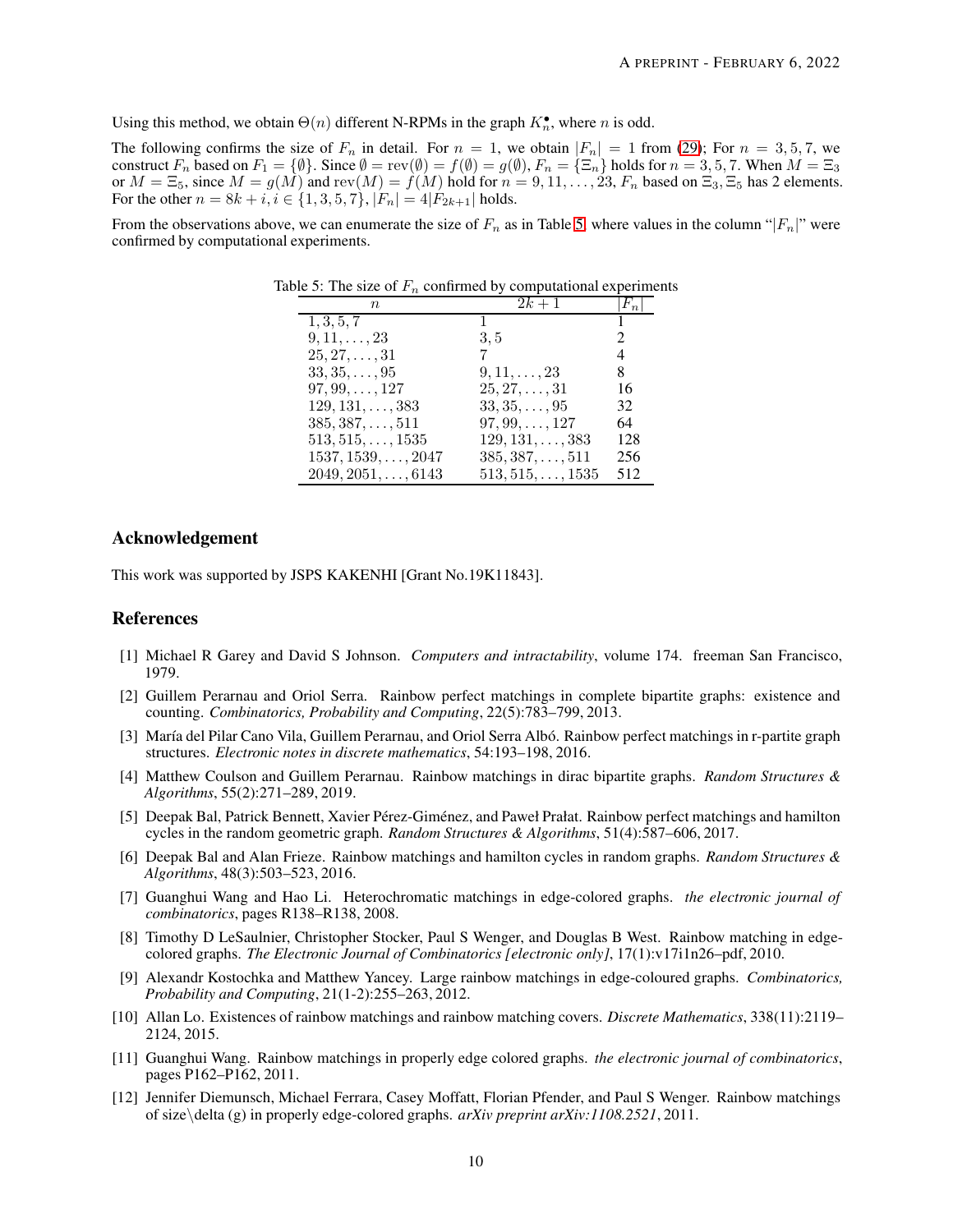Using this method, we obtain $\Theta(n)$ different N-RPMs in the graph $K_n^\bullet$, where $n$ is odd.

The following confirms the size of $F_n$ in detail. For $n = 1$, we obtain $|F_n| = 1$ from (29); For $n = 3, 5, 7$, we construct $F_n$ based on $F_1 = \{\emptyset\}$. Since $\emptyset = \mathrm{rev}(\emptyset) = f(\emptyset) = g(\emptyset)$, $F_n = \{\Xi_n\}$ holds for $n = 3, 5, 7$. When $M = \Xi_3$ or $M = \Xi_5$, since $M = g(M)$ and $\mathrm{rev}(M) = f(M)$ hold for $n = 9, 11, \ldots, 23$, $F_n$ based on $\Xi_3, \Xi_5$ has 2 elements. For the other $n = 8k + i, i \in \{1, 3, 5, 7\}$, $|F_n| = 4|F_{2k+1}|$ holds.

From the observations above, we can enumerate the size of $F_n$ as in Table 5, where values in the column "$|F_n|$" were confirmed by computational experiments.

Table 5: The size of $F_n$ confirmed by computational experiments

| $n$ | $2k+1$ | $\lvert F_n\rvert$ |
|---|---|---|
| $1, 3, 5, 7$ | $1$ | 1 |
| $9, 11, \ldots, 23$ | $3, 5$ | 2 |
| $25, 27, \ldots, 31$ | $7$ | 4 |
| $33, 35, \ldots, 95$ | $9, 11, \ldots, 23$ | 8 |
| $97, 99, \ldots, 127$ | $25, 27, \ldots, 31$ | 16 |
| $129, 131, \ldots, 383$ | $33, 35, \ldots, 95$ | 32 |
| $385, 387, \ldots, 511$ | $97, 99, \ldots, 127$ | 64 |
| $513, 515, \ldots, 1535$ | $129, 131, \ldots, 383$ | 128 |
| $1537, 1539, \ldots, 2047$ | $385, 387, \ldots, 511$ | 256 |
| $2049, 2051, \ldots, 6143$ | $513, 515, \ldots, 1535$ | 512 |

## Acknowledgement

This work was supported by JSPS KAKENHI [Grant No.19K11843].

## References

[1] Michael R Garey and David S Johnson. *Computers and intractability*, volume 174. freeman San Francisco, 1979.

[2] Guillem Perarnau and Oriol Serra. Rainbow perfect matchings in complete bipartite graphs: existence and counting. *Combinatorics, Probability and Computing*, 22(5):783–799, 2013.

[3] María del Pilar Cano Vila, Guillem Perarnau, and Oriol Serra Albó. Rainbow perfect matchings in r-partite graph structures. *Electronic notes in discrete mathematics*, 54:193–198, 2016.

[4] Matthew Coulson and Guillem Perarnau. Rainbow matchings in dirac bipartite graphs. *Random Structures & Algorithms*, 55(2):271–289, 2019.

[5] Deepak Bal, Patrick Bennett, Xavier Pérez-Giménez, and Paweł Prałat. Rainbow perfect matchings and hamilton cycles in the random geometric graph. *Random Structures & Algorithms*, 51(4):587–606, 2017.

[6] Deepak Bal and Alan Frieze. Rainbow matchings and hamilton cycles in random graphs. *Random Structures & Algorithms*, 48(3):503–523, 2016.

[7] Guanghui Wang and Hao Li. Heterochromatic matchings in edge-colored graphs. *the electronic journal of combinatorics*, pages R138–R138, 2008.

[8] Timothy D LeSaulnier, Christopher Stocker, Paul S Wenger, and Douglas B West. Rainbow matching in edge-colored graphs. *The Electronic Journal of Combinatorics [electronic only]*, 17(1):v17i1n26–pdf, 2010.

[9] Alexandr Kostochka and Matthew Yancey. Large rainbow matchings in edge-coloured graphs. *Combinatorics, Probability and Computing*, 21(1-2):255–263, 2012.

[10] Allan Lo. Existences of rainbow matchings and rainbow matching covers. *Discrete Mathematics*, 338(11):2119–2124, 2015.

[11] Guanghui Wang. Rainbow matchings in properly edge colored graphs. *the electronic journal of combinatorics*, pages P162–P162, 2011.

[12] Jennifer Diemunsch, Michael Ferrara, Casey Moffatt, Florian Pfender, and Paul S Wenger. Rainbow matchings of size\delta (g) in properly edge-colored graphs. *arXiv preprint arXiv:1108.2521*, 2011.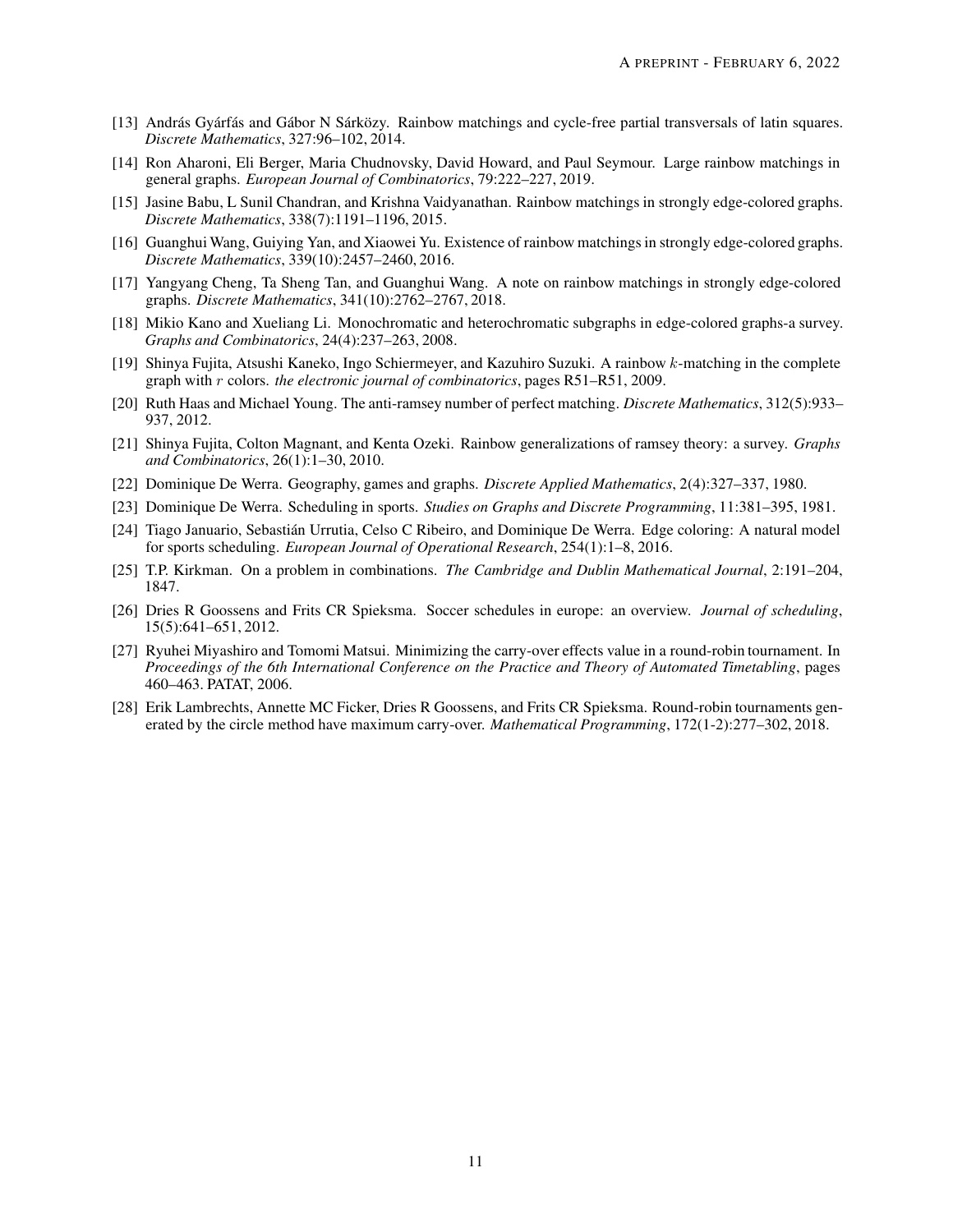[13] András Gyárfás and Gábor N Sárközy. Rainbow matchings and cycle-free partial transversals of latin squares. *Discrete Mathematics*, 327:96–102, 2014.

[14] Ron Aharoni, Eli Berger, Maria Chudnovsky, David Howard, and Paul Seymour. Large rainbow matchings in general graphs. *European Journal of Combinatorics*, 79:222–227, 2019.

[15] Jasine Babu, L Sunil Chandran, and Krishna Vaidyanathan. Rainbow matchings in strongly edge-colored graphs. *Discrete Mathematics*, 338(7):1191–1196, 2015.

[16] Guanghui Wang, Guiying Yan, and Xiaowei Yu. Existence of rainbow matchings in strongly edge-colored graphs. *Discrete Mathematics*, 339(10):2457–2460, 2016.

[17] Yangyang Cheng, Ta Sheng Tan, and Guanghui Wang. A note on rainbow matchings in strongly edge-colored graphs. *Discrete Mathematics*, 341(10):2762–2767, 2018.

[18] Mikio Kano and Xueliang Li. Monochromatic and heterochromatic subgraphs in edge-colored graphs-a survey. *Graphs and Combinatorics*, 24(4):237–263, 2008.

[19] Shinya Fujita, Atsushi Kaneko, Ingo Schiermeyer, and Kazuhiro Suzuki. A rainbow $k$-matching in the complete graph with $r$ colors. *the electronic journal of combinatorics*, pages R51–R51, 2009.

[20] Ruth Haas and Michael Young. The anti-ramsey number of perfect matching. *Discrete Mathematics*, 312(5):933–937, 2012.

[21] Shinya Fujita, Colton Magnant, and Kenta Ozeki. Rainbow generalizations of ramsey theory: a survey. *Graphs and Combinatorics*, 26(1):1–30, 2010.

[22] Dominique De Werra. Geography, games and graphs. *Discrete Applied Mathematics*, 2(4):327–337, 1980.

[23] Dominique De Werra. Scheduling in sports. *Studies on Graphs and Discrete Programming*, 11:381–395, 1981.

[24] Tiago Januario, Sebastián Urrutia, Celso C Ribeiro, and Dominique De Werra. Edge coloring: A natural model for sports scheduling. *European Journal of Operational Research*, 254(1):1–8, 2016.

[25] T.P. Kirkman. On a problem in combinations. *The Cambridge and Dublin Mathematical Journal*, 2:191–204, 1847.

[26] Dries R Goossens and Frits CR Spieksma. Soccer schedules in europe: an overview. *Journal of scheduling*, 15(5):641–651, 2012.

[27] Ryuhei Miyashiro and Tomomi Matsui. Minimizing the carry-over effects value in a round-robin tournament. In *Proceedings of the 6th International Conference on the Practice and Theory of Automated Timetabling*, pages 460–463. PATAT, 2006.

[28] Erik Lambrechts, Annette MC Ficker, Dries R Goossens, and Frits CR Spieksma. Round-robin tournaments generated by the circle method have maximum carry-over. *Mathematical Programming*, 172(1-2):277–302, 2018.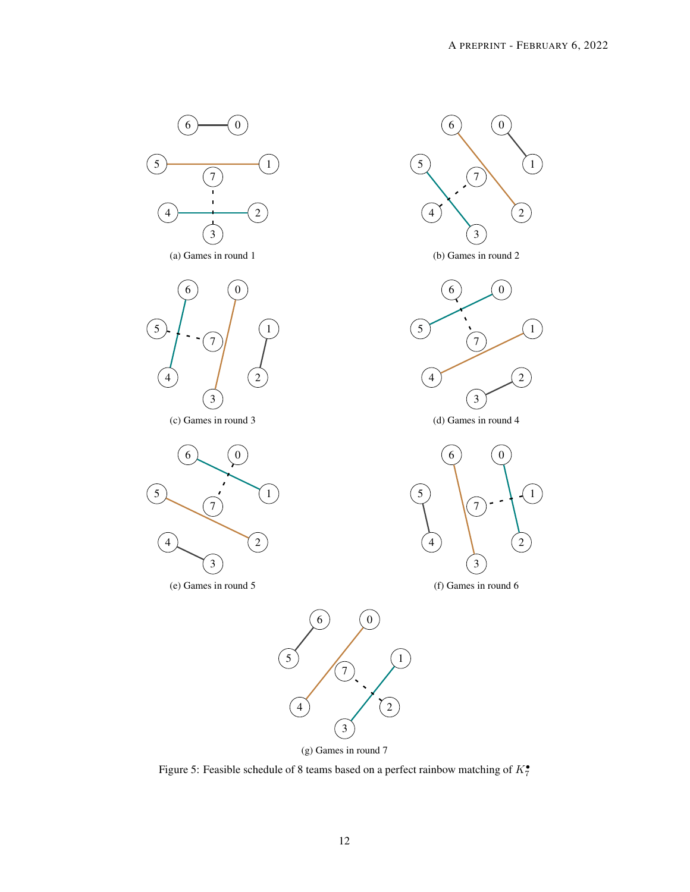(a) Games in round 1

(b) Games in round 2

(c) Games in round 3

(d) Games in round 4

(e) Games in round 5

(f) Games in round 6

(g) Games in round 7

Figure 5: Feasible schedule of 8 teams based on a perfect rainbow matching of $K_7^\bullet$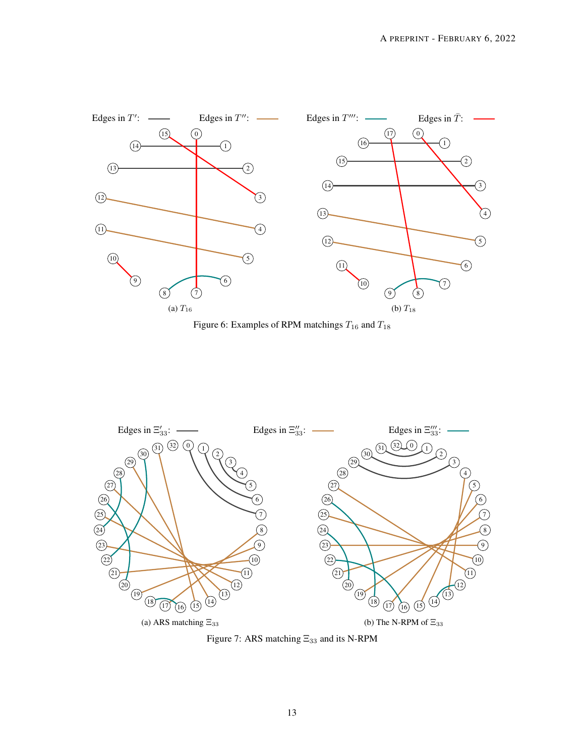Edges in $T'$: Edges in $T''$: Edges in $T'''$: Edges in $\bar{T}$:

(a) $T_{16}$

(b) $T_{18}$

Figure 6: Examples of RPM matchings $T_{16}$ and $T_{18}$

Edges in $\Xi'_{33}$: Edges in $\Xi''_{33}$: Edges in $\Xi'''_{33}$:

(a) ARS matching $\Xi_{33}$

(b) The N-RPM of $\Xi_{33}$

Figure 7: ARS matching $\Xi_{33}$ and its N-RPM